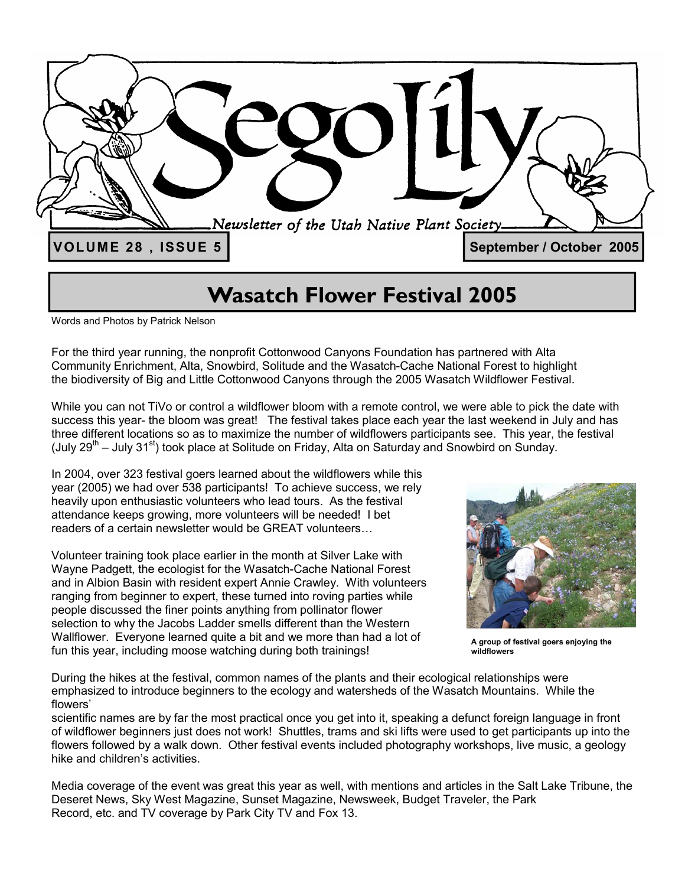# Sego Lily

*Newsletter of the Utah Native Plant Society*

**VOLUME 28 , ISSUE 5** | **September / October 2005**

## Wasatch Flower Festival 2005

Words and Photos by Patrick Nelson

For the third year running, the nonprofit Cottonwood Canyons Foundation has partnered with Alta Community Enrichment, Alta, Snowbird, Solitude and the Wasatch-Cache National Forest to highlight the biodiversity of Big and Little Cottonwood Canyons through the 2005 Wasatch Wildflower Festival.

While you can not TiVo or control a wildflower bloom with a remote control, we were able to pick the date with success this year- the bloom was great! The festival takes place each year the last weekend in July and has three different locations so as to maximize the number of wildflowers participants see. This year, the festival (July 29th – July 31st) took place at Solitude on Friday, Alta on Saturday and Snowbird on Sunday.

In 2004, over 323 festival goers learned about the wildflowers while this year (2005) we had over 538 participants! To achieve success, we rely heavily upon enthusiastic volunteers who lead tours. As the festival attendance keeps growing, more volunteers will be needed! I bet readers of a certain newsletter would be GREAT volunteers…

Volunteer training took place earlier in the month at Silver Lake with Wayne Padgett, the ecologist for the Wasatch-Cache National Forest and in Albion Basin with resident expert Annie Crawley. With volunteers ranging from beginner to expert, these turned into roving parties while people discussed the finer points anything from pollinator flower selection to why the Jacobs Ladder smells different than the Western Wallflower. Everyone learned quite a bit and we more than had a lot of fun this year, including moose watching during both trainings!

**A group of festival goers enjoying the wildflowers**

During the hikes at the festival, common names of the plants and their ecological relationships were emphasized to introduce beginners to the ecology and watersheds of the Wasatch Mountains. While the flowers' scientific names are by far the most practical once you get into it, speaking a defunct foreign language in front of wildflower beginners just does not work! Shuttles, trams and ski lifts were used to get participants up into the flowers followed by a walk down. Other festival events included photography workshops, live music, a geology hike and children's activities.

Media coverage of the event was great this year as well, with mentions and articles in the Salt Lake Tribune, the Deseret News, Sky West Magazine, Sunset Magazine, Newsweek, Budget Traveler, the Park Record, etc. and TV coverage by Park City TV and Fox 13.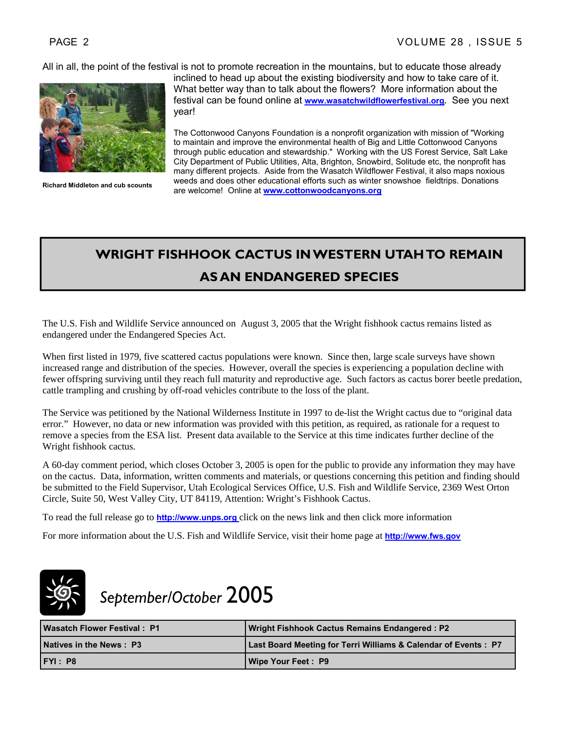All in all, the point of the festival is not to promote recreation in the mountains, but to educate those already inclined to head up about the existing biodiversity and how to take care of it. What better way than to talk about the flowers? More information about the festival can be found online at **www.wasatchwildflowerfestival.org**. See you next year!

**Richard Middleton and cub scounts**

The Cottonwood Canyons Foundation is a nonprofit organization with mission of "Working to maintain and improve the environmental health of Big and Little Cottonwood Canyons through public education and stewardship." Working with the US Forest Service, Salt Lake City Department of Public Utilities, Alta, Brighton, Snowbird, Solitude etc, the nonprofit has many different projects. Aside from the Wasatch Wildflower Festival, it also maps noxious weeds and does other educational efforts such as winter snowshoe fieldtrips. Donations are welcome! Online at **www.cottonwoodcanyons.org**

## WRIGHT FISHHOOK CACTUS IN WESTERN UTAH TO REMAIN AS AN ENDANGERED SPECIES

The U.S. Fish and Wildlife Service announced on August 3, 2005 that the Wright fishhook cactus remains listed as endangered under the Endangered Species Act.

When first listed in 1979, five scattered cactus populations were known. Since then, large scale surveys have shown increased range and distribution of the species. However, overall the species is experiencing a population decline with fewer offspring surviving until they reach full maturity and reproductive age. Such factors as cactus borer beetle predation, cattle trampling and crushing by off-road vehicles contribute to the loss of the plant.

The Service was petitioned by the National Wilderness Institute in 1997 to de-list the Wright cactus due to "original data error." However, no data or new information was provided with this petition, as required, as rationale for a request to remove a species from the ESA list. Present data available to the Service at this time indicates further decline of the Wright fishhook cactus.

A 60-day comment period, which closes October 3, 2005 is open for the public to provide any information they may have on the cactus. Data, information, written comments and materials, or questions concerning this petition and finding should be submitted to the Field Supervisor, Utah Ecological Services Office, U.S. Fish and Wildlife Service, 2369 West Orton Circle, Suite 50, West Valley City, UT 84119, Attention: Wright's Fishhook Cactus.

To read the full release go to **http://www.unps.org** click on the news link and then click more information

For more information about the U.S. Fish and Wildlife Service, visit their home page at **http://www.fws.gov**

*September/October* 2005

| Wasatch Flower Festival : P1 | Wright Fishhook Cactus Remains Endangered : P2 |
|---|---|
| Natives in the News : P3 | Last Board Meeting for Terri Williams & Calendar of Events : P7 |
| FYI : P8 | Wipe Your Feet : P9 |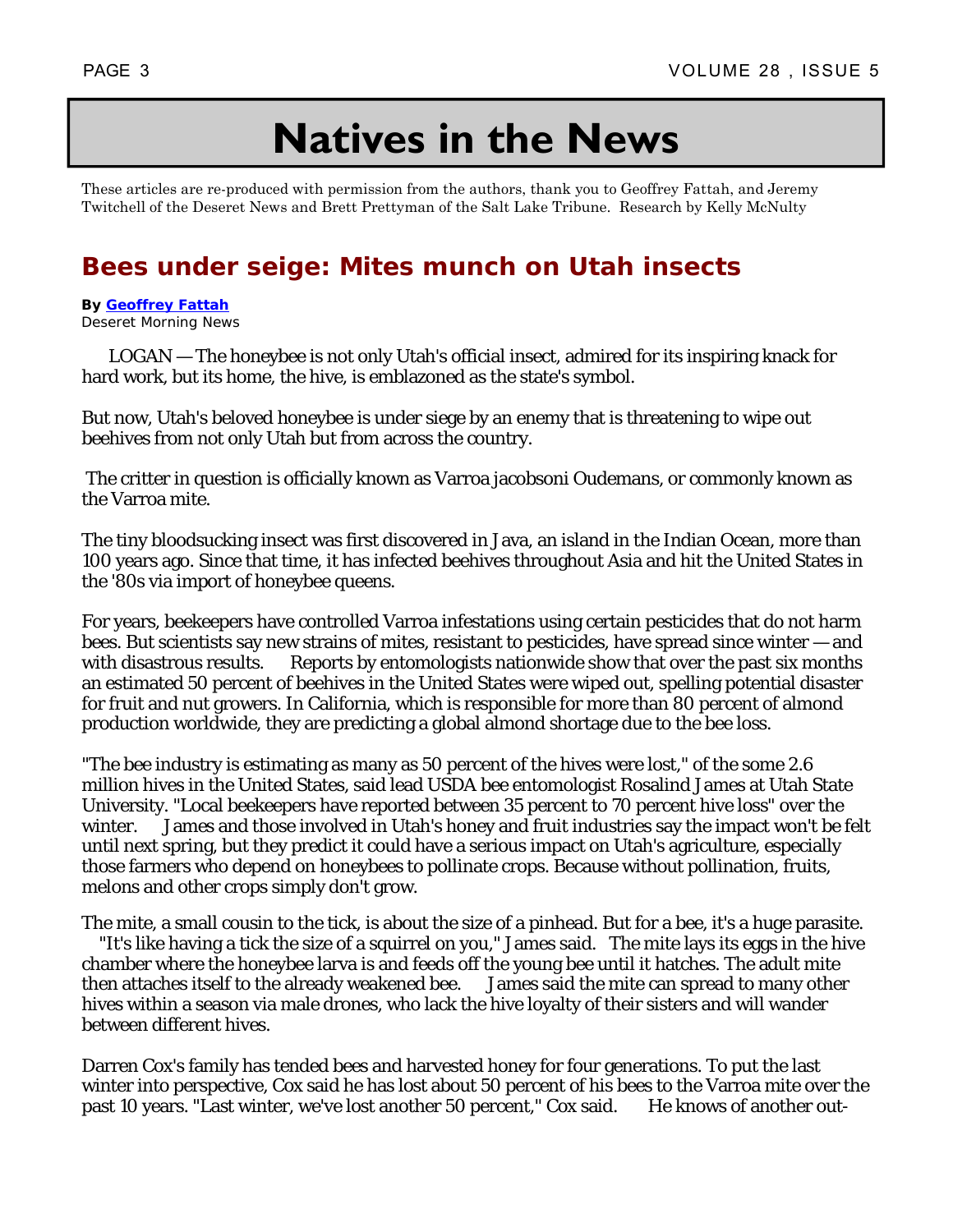# Natives in the News

These articles are re-produced with permission from the authors, thank you to Geoffrey Fattah, and Jeremy Twitchell of the Deseret News and Brett Prettyman of the Salt Lake Tribune. Research by Kelly McNulty

## Bees under seige: Mites munch on Utah insects

**By Geoffrey Fattah**
Deseret Morning News

LOGAN — The honeybee is not only Utah's official insect, admired for its inspiring knack for hard work, but its home, the hive, is emblazoned as the state's symbol.

But now, Utah's beloved honeybee is under siege by an enemy that is threatening to wipe out beehives from not only Utah but from across the country.

The critter in question is officially known as Varroa jacobsoni Oudemans, or commonly known as the Varroa mite.

The tiny bloodsucking insect was first discovered in Java, an island in the Indian Ocean, more than 100 years ago. Since that time, it has infected beehives throughout Asia and hit the United States in the '80s via import of honeybee queens.

For years, beekeepers have controlled Varroa infestations using certain pesticides that do not harm bees. But scientists say new strains of mites, resistant to pesticides, have spread since winter — and with disastrous results. Reports by entomologists nationwide show that over the past six months an estimated 50 percent of beehives in the United States were wiped out, spelling potential disaster for fruit and nut growers. In California, which is responsible for more than 80 percent of almond production worldwide, they are predicting a global almond shortage due to the bee loss.

"The bee industry is estimating as many as 50 percent of the hives were lost," of the some 2.6 million hives in the United States, said lead USDA bee entomologist Rosalind James at Utah State University. "Local beekeepers have reported between 35 percent to 70 percent hive loss" over the winter. James and those involved in Utah's honey and fruit industries say the impact won't be felt until next spring, but they predict it could have a serious impact on Utah's agriculture, especially those farmers who depend on honeybees to pollinate crops. Because without pollination, fruits, melons and other crops simply don't grow.

The mite, a small cousin to the tick, is about the size of a pinhead. But for a bee, it's a huge parasite. "It's like having a tick the size of a squirrel on you," James said. The mite lays its eggs in the hive chamber where the honeybee larva is and feeds off the young bee until it hatches. The adult mite then attaches itself to the already weakened bee. James said the mite can spread to many other hives within a season via male drones, who lack the hive loyalty of their sisters and will wander between different hives.

Darren Cox's family has tended bees and harvested honey for four generations. To put the last winter into perspective, Cox said he has lost about 50 percent of his bees to the Varroa mite over the past 10 years. "Last winter, we've lost another 50 percent," Cox said. He knows of another out-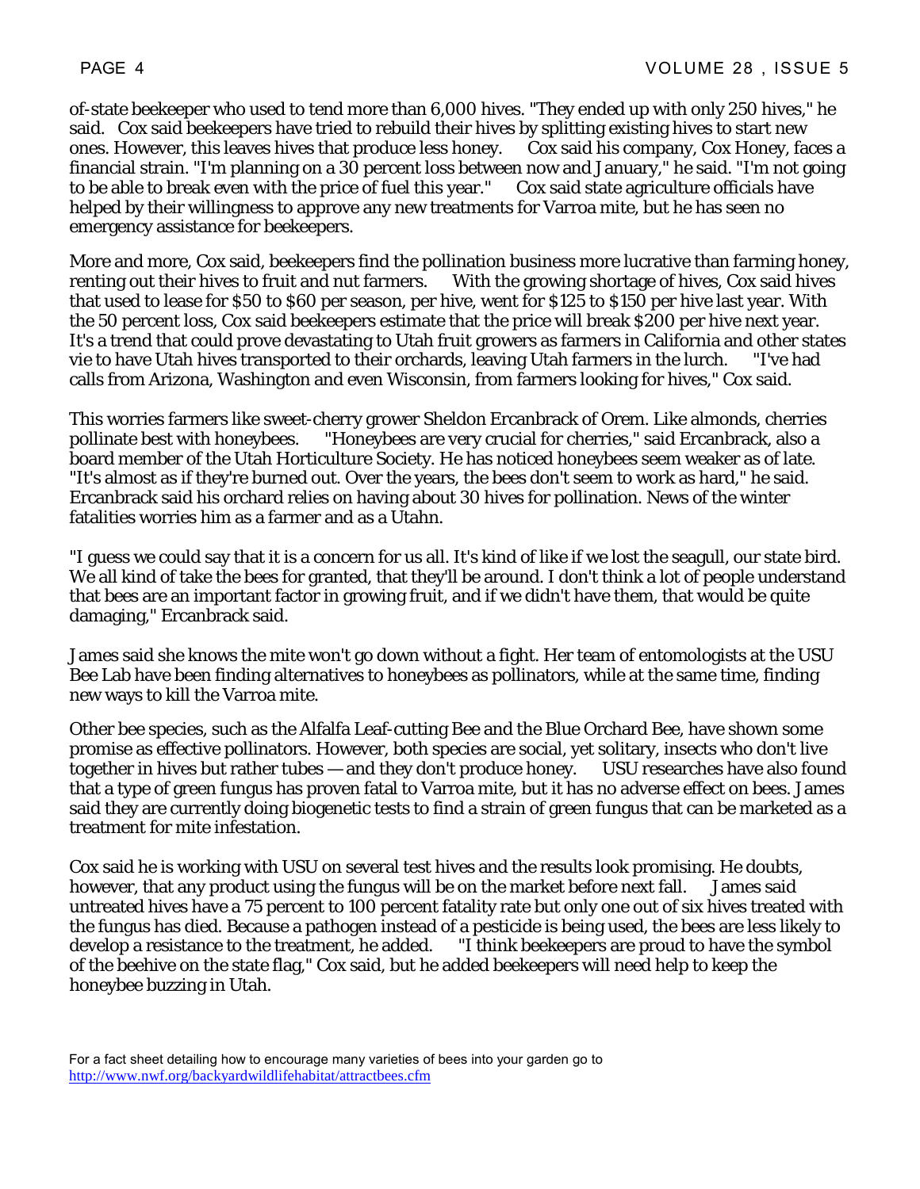of-state beekeeper who used to tend more than 6,000 hives. "They ended up with only 250 hives," he said. Cox said beekeepers have tried to rebuild their hives by splitting existing hives to start new ones. However, this leaves hives that produce less honey. Cox said his company, Cox Honey, faces a financial strain. "I'm planning on a 30 percent loss between now and January," he said. "I'm not going to be able to break even with the price of fuel this year." Cox said state agriculture officials have helped by their willingness to approve any new treatments for Varroa mite, but he has seen no emergency assistance for beekeepers.

More and more, Cox said, beekeepers find the pollination business more lucrative than farming honey, renting out their hives to fruit and nut farmers. With the growing shortage of hives, Cox said hives that used to lease for $50 to $60 per season, per hive, went for $125 to $150 per hive last year. With the 50 percent loss, Cox said beekeepers estimate that the price will break $200 per hive next year. It's a trend that could prove devastating to Utah fruit growers as farmers in California and other states vie to have Utah hives transported to their orchards, leaving Utah farmers in the lurch. "I've had calls from Arizona, Washington and even Wisconsin, from farmers looking for hives," Cox said.

This worries farmers like sweet-cherry grower Sheldon Ercanbrack of Orem. Like almonds, cherries pollinate best with honeybees. "Honeybees are very crucial for cherries," said Ercanbrack, also a board member of the Utah Horticulture Society. He has noticed honeybees seem weaker as of late. "It's almost as if they're burned out. Over the years, the bees don't seem to work as hard," he said. Ercanbrack said his orchard relies on having about 30 hives for pollination. News of the winter fatalities worries him as a farmer and as a Utahn.

"I guess we could say that it is a concern for us all. It's kind of like if we lost the seagull, our state bird. We all kind of take the bees for granted, that they'll be around. I don't think a lot of people understand that bees are an important factor in growing fruit, and if we didn't have them, that would be quite damaging," Ercanbrack said.

James said she knows the mite won't go down without a fight. Her team of entomologists at the USU Bee Lab have been finding alternatives to honeybees as pollinators, while at the same time, finding new ways to kill the Varroa mite.

Other bee species, such as the Alfalfa Leaf-cutting Bee and the Blue Orchard Bee, have shown some promise as effective pollinators. However, both species are social, yet solitary, insects who don't live together in hives but rather tubes — and they don't produce honey. USU researches have also found that a type of green fungus has proven fatal to Varroa mite, but it has no adverse effect on bees. James said they are currently doing biogenetic tests to find a strain of green fungus that can be marketed as a treatment for mite infestation.

Cox said he is working with USU on several test hives and the results look promising. He doubts, however, that any product using the fungus will be on the market before next fall. James said untreated hives have a 75 percent to 100 percent fatality rate but only one out of six hives treated with the fungus has died. Because a pathogen instead of a pesticide is being used, the bees are less likely to develop a resistance to the treatment, he added. "I think beekeepers are proud to have the symbol of the beehive on the state flag," Cox said, but he added beekeepers will need help to keep the honeybee buzzing in Utah.

For a fact sheet detailing how to encourage many varieties of bees into your garden go to http://www.nwf.org/backyardwildlifehabitat/attractbees.cfm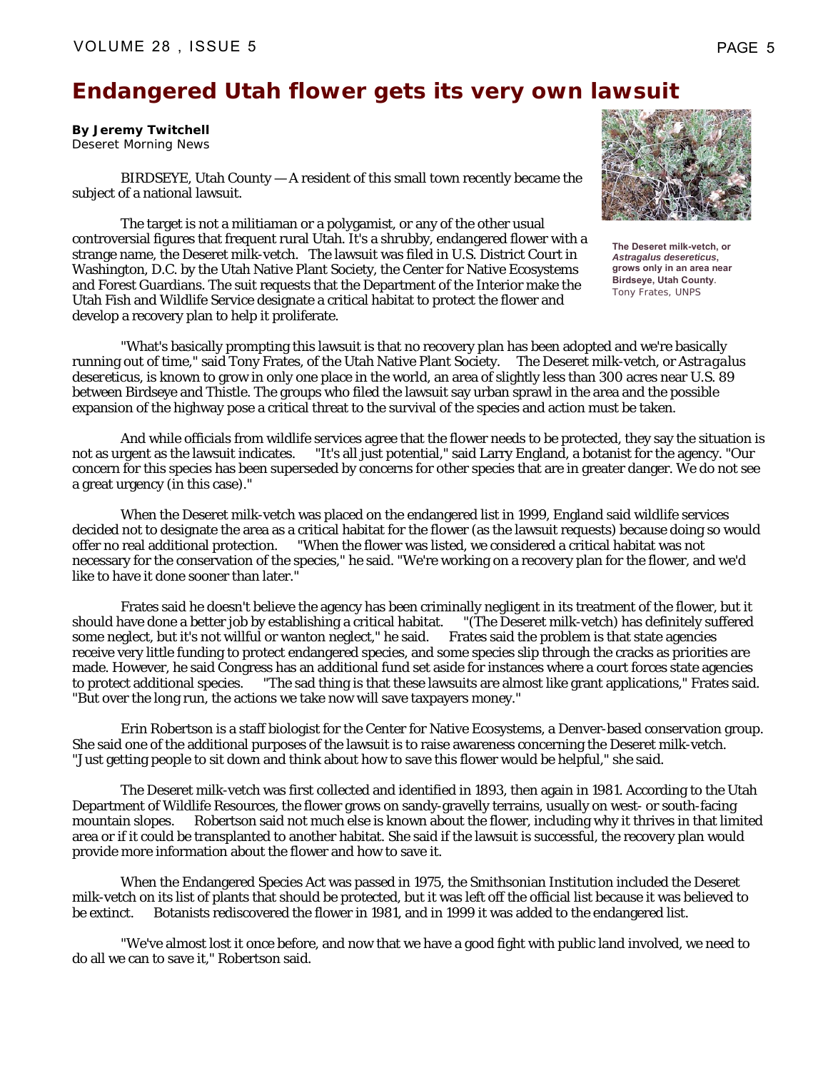# Endangered Utah flower gets its very own lawsuit

**By Jeremy Twitchell**
*Deseret Morning News*

BIRDSEYE, Utah County — A resident of this small town recently became the subject of a national lawsuit.

The target is not a militiaman or a polygamist, or any of the other usual controversial figures that frequent rural Utah. It's a shrubby, endangered flower with a strange name, the Deseret milk-vetch. The lawsuit was filed in U.S. District Court in Washington, D.C. by the Utah Native Plant Society, the Center for Native Ecosystems and Forest Guardians. The suit requests that the Department of the Interior make the Utah Fish and Wildlife Service designate a critical habitat to protect the flower and develop a recovery plan to help it proliferate.

**The Deseret milk-vetch, or *Astragalus desereticus*, grows only in an area near Birdseye, Utah County.**
Tony Frates, UNPS

"What's basically prompting this lawsuit is that no recovery plan has been adopted and we're basically running out of time," said Tony Frates, of the Utah Native Plant Society. The Deseret milk-vetch, or *Astragalus desereticus*, is known to grow in only one place in the world, an area of slightly less than 300 acres near U.S. 89 between Birdseye and Thistle. The groups who filed the lawsuit say urban sprawl in the area and the possible expansion of the highway pose a critical threat to the survival of the species and action must be taken.

And while officials from wildlife services agree that the flower needs to be protected, they say the situation is not as urgent as the lawsuit indicates. "It's all just potential," said Larry England, a botanist for the agency. "Our concern for this species has been superseded by concerns for other species that are in greater danger. We do not see a great urgency (in this case)."

When the Deseret milk-vetch was placed on the endangered list in 1999, England said wildlife services decided not to designate the area as a critical habitat for the flower (as the lawsuit requests) because doing so would offer no real additional protection. "When the flower was listed, we considered a critical habitat was not necessary for the conservation of the species," he said. "We're working on a recovery plan for the flower, and we'd like to have it done sooner than later."

Frates said he doesn't believe the agency has been criminally negligent in its treatment of the flower, but it should have done a better job by establishing a critical habitat. "(The Deseret milk-vetch) has definitely suffered some neglect, but it's not willful or wanton neglect," he said. Frates said the problem is that state agencies receive very little funding to protect endangered species, and some species slip through the cracks as priorities are made. However, he said Congress has an additional fund set aside for instances where a court forces state agencies to protect additional species. "The sad thing is that these lawsuits are almost like grant applications," Frates said. "But over the long run, the actions we take now will save taxpayers money."

Erin Robertson is a staff biologist for the Center for Native Ecosystems, a Denver-based conservation group. She said one of the additional purposes of the lawsuit is to raise awareness concerning the Deseret milk-vetch. "Just getting people to sit down and think about how to save this flower would be helpful," she said.

The Deseret milk-vetch was first collected and identified in 1893, then again in 1981. According to the Utah Department of Wildlife Resources, the flower grows on sandy-gravelly terrains, usually on west- or south-facing mountain slopes. Robertson said not much else is known about the flower, including why it thrives in that limited area or if it could be transplanted to another habitat. She said if the lawsuit is successful, the recovery plan would provide more information about the flower and how to save it.

When the Endangered Species Act was passed in 1975, the Smithsonian Institution included the Deseret milk-vetch on its list of plants that should be protected, but it was left off the official list because it was believed to be extinct. Botanists rediscovered the flower in 1981, and in 1999 it was added to the endangered list.

"We've almost lost it once before, and now that we have a good fight with public land involved, we need to do all we can to save it," Robertson said.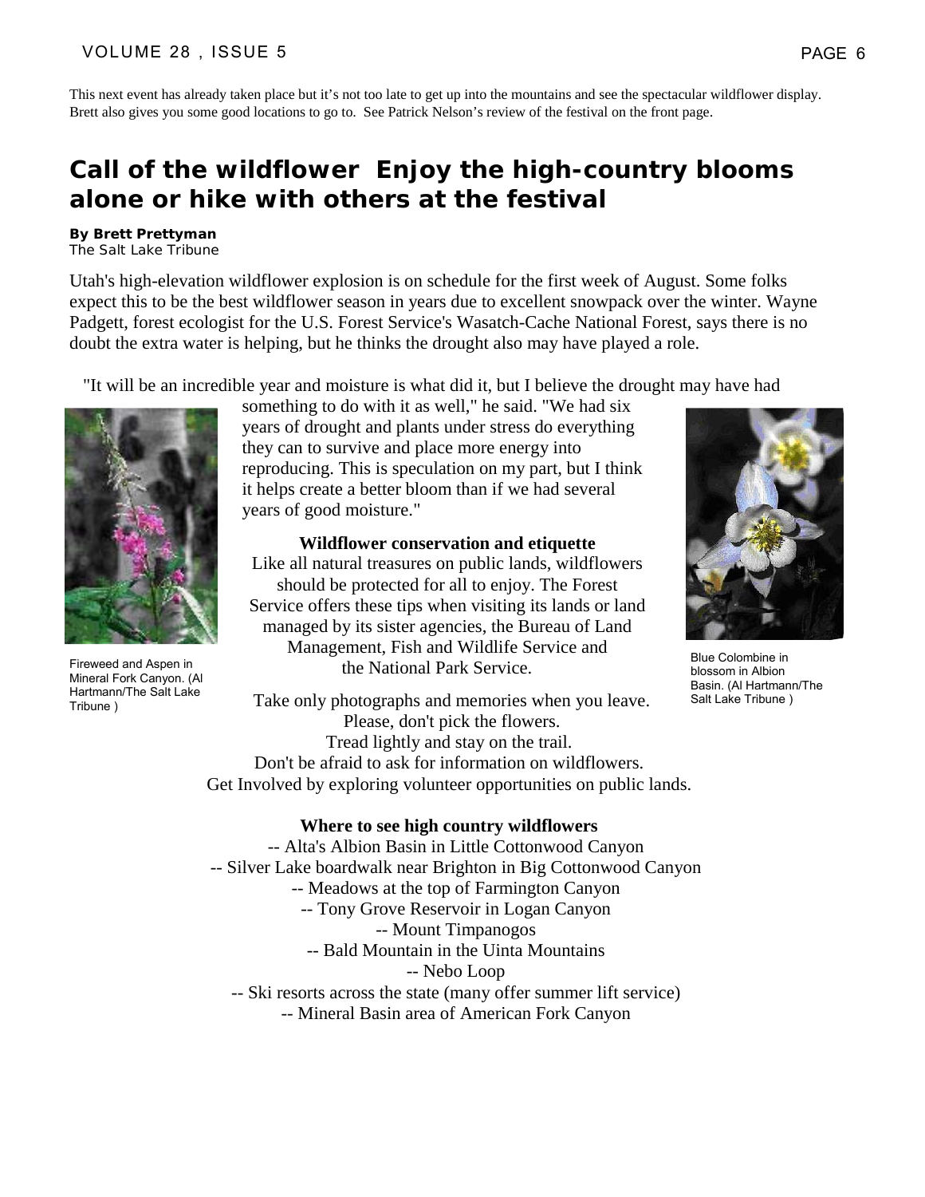This next event has already taken place but it's not too late to get up into the mountains and see the spectacular wildflower display. Brett also gives you some good locations to go to. See Patrick Nelson's review of the festival on the front page.

# Call of the wildflower Enjoy the high-country blooms alone or hike with others at the festival

**By Brett Prettyman**
The Salt Lake Tribune

Utah's high-elevation wildflower explosion is on schedule for the first week of August. Some folks expect this to be the best wildflower season in years due to excellent snowpack over the winter. Wayne Padgett, forest ecologist for the U.S. Forest Service's Wasatch-Cache National Forest, says there is no doubt the extra water is helping, but he thinks the drought also may have played a role.

"It will be an incredible year and moisture is what did it, but I believe the drought may have had something to do with it as well," he said. "We had six years of drought and plants under stress do everything they can to survive and place more energy into reproducing. This is speculation on my part, but I think it helps create a better bloom than if we had several years of good moisture."

Fireweed and Aspen in Mineral Fork Canyon. (Al Hartmann/The Salt Lake Tribune )

Blue Colombine in blossom in Albion Basin. (Al Hartmann/The Salt Lake Tribune )

**Wildflower conservation and etiquette**

Like all natural treasures on public lands, wildflowers should be protected for all to enjoy. The Forest Service offers these tips when visiting its lands or land managed by its sister agencies, the Bureau of Land Management, Fish and Wildlife Service and the National Park Service.

Take only photographs and memories when you leave.
Please, don't pick the flowers.
Tread lightly and stay on the trail.
Don't be afraid to ask for information on wildflowers.
Get Involved by exploring volunteer opportunities on public lands.

**Where to see high country wildflowers**

-- Alta's Albion Basin in Little Cottonwood Canyon
-- Silver Lake boardwalk near Brighton in Big Cottonwood Canyon
-- Meadows at the top of Farmington Canyon
-- Tony Grove Reservoir in Logan Canyon
-- Mount Timpanogos
-- Bald Mountain in the Uinta Mountains
-- Nebo Loop
-- Ski resorts across the state (many offer summer lift service)
-- Mineral Basin area of American Fork Canyon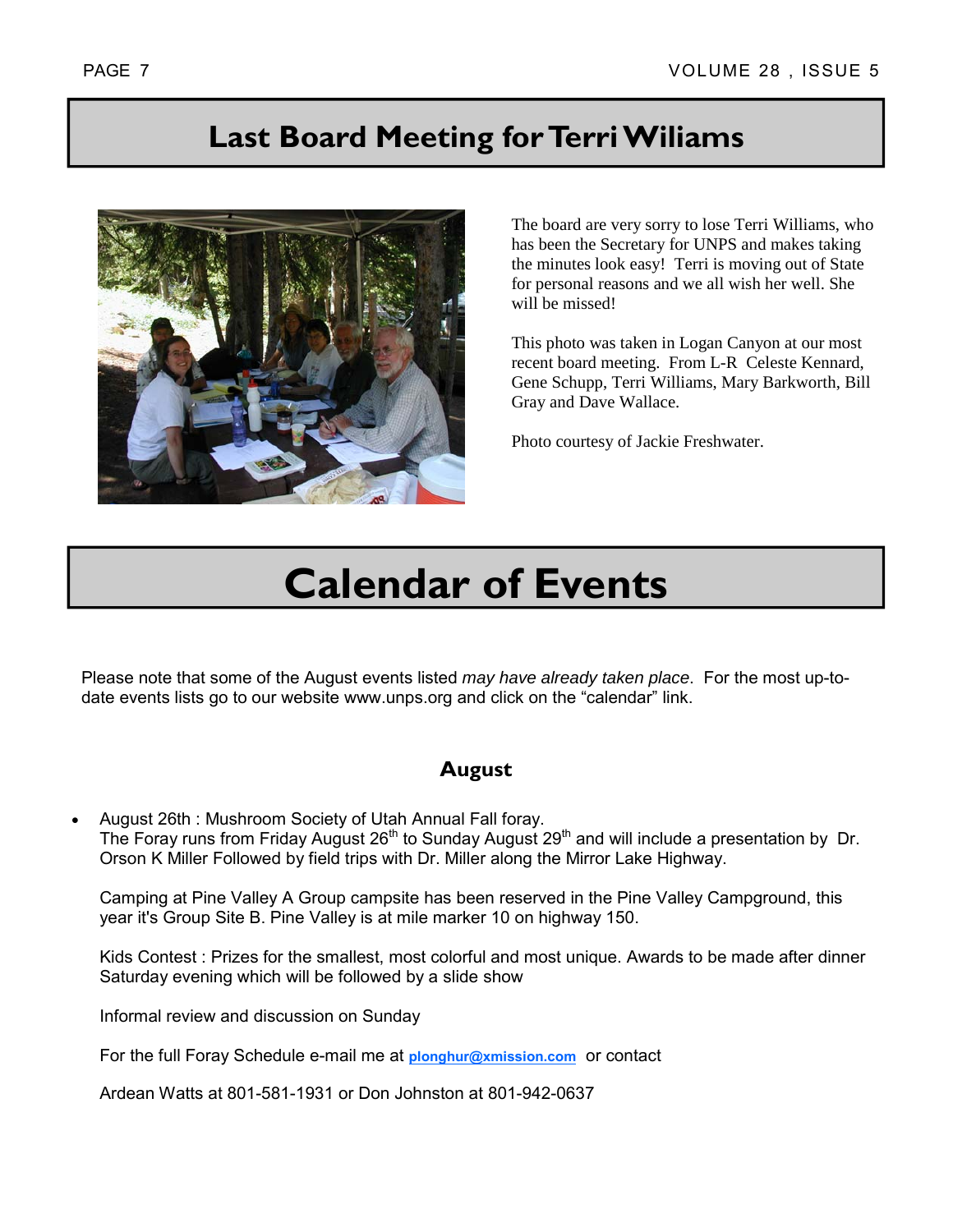# Last Board Meeting for Terri Wiliams

The board are very sorry to lose Terri Williams, who has been the Secretary for UNPS and makes taking the minutes look easy! Terri is moving out of State for personal reasons and we all wish her well. She will be missed!

This photo was taken in Logan Canyon at our most recent board meeting. From L-R Celeste Kennard, Gene Schupp, Terri Williams, Mary Barkworth, Bill Gray and Dave Wallace.

Photo courtesy of Jackie Freshwater.

# Calendar of Events

Please note that some of the August events listed *may have already taken place*. For the most up-to-date events lists go to our website www.unps.org and click on the "calendar" link.

### August

- August 26th : Mushroom Society of Utah Annual Fall foray.
  The Foray runs from Friday August 26th to Sunday August 29th and will include a presentation by Dr. Orson K Miller Followed by field trips with Dr. Miller along the Mirror Lake Highway.

  Camping at Pine Valley A Group campsite has been reserved in the Pine Valley Campground, this year it's Group Site B. Pine Valley is at mile marker 10 on highway 150.

  Kids Contest : Prizes for the smallest, most colorful and most unique. Awards to be made after dinner Saturday evening which will be followed by a slide show

  Informal review and discussion on Sunday

  For the full Foray Schedule e-mail me at **plonghur@xmission.com** or contact

  Ardean Watts at 801-581-1931 or Don Johnston at 801-942-0637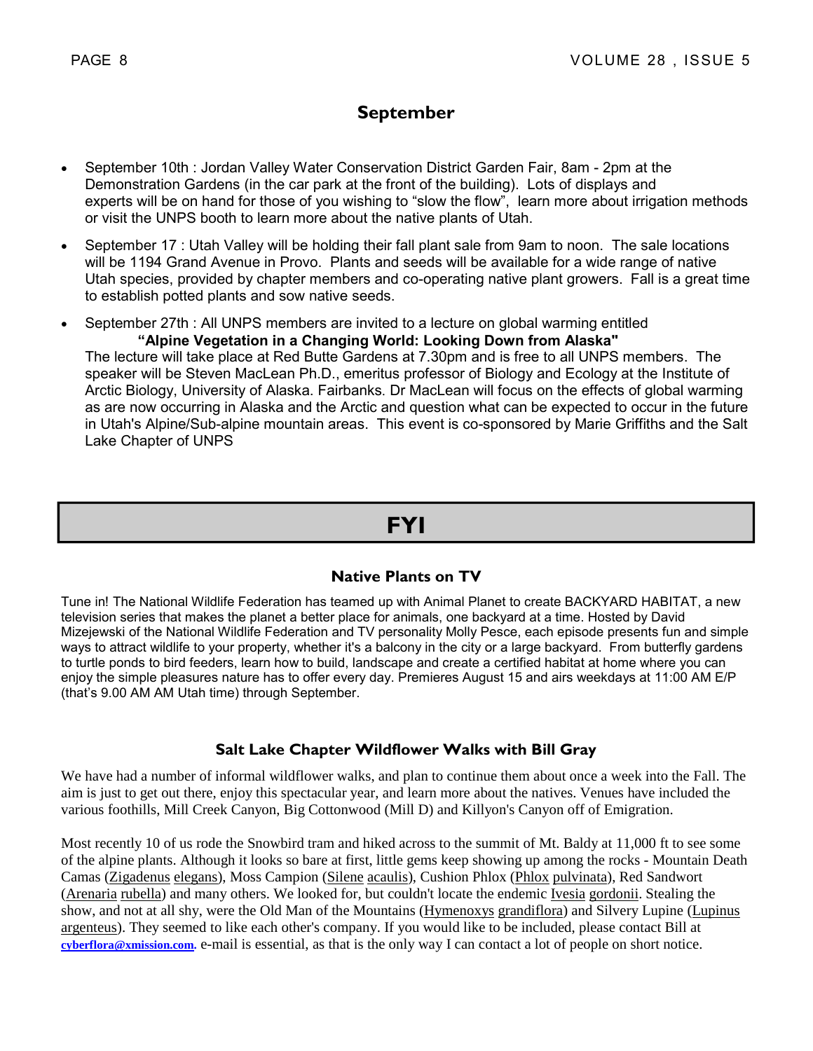## September

- September 10th : Jordan Valley Water Conservation District Garden Fair, 8am - 2pm at the Demonstration Gardens (in the car park at the front of the building). Lots of displays and experts will be on hand for those of you wishing to "slow the flow", learn more about irrigation methods or visit the UNPS booth to learn more about the native plants of Utah.
- September 17 : Utah Valley will be holding their fall plant sale from 9am to noon. The sale locations will be 1194 Grand Avenue in Provo. Plants and seeds will be available for a wide range of native Utah species, provided by chapter members and co-operating native plant growers. Fall is a great time to establish potted plants and sow native seeds.
- September 27th : All UNPS members are invited to a lecture on global warming entitled

  **"Alpine Vegetation in a Changing World: Looking Down from Alaska"**

  The lecture will take place at Red Butte Gardens at 7.30pm and is free to all UNPS members. The speaker will be Steven MacLean Ph.D., emeritus professor of Biology and Ecology at the Institute of Arctic Biology, University of Alaska. Fairbanks. Dr MacLean will focus on the effects of global warming as are now occurring in Alaska and the Arctic and question what can be expected to occur in the future in Utah's Alpine/Sub-alpine mountain areas. This event is co-sponsored by Marie Griffiths and the Salt Lake Chapter of UNPS

# FYI

### Native Plants on TV

Tune in! The National Wildlife Federation has teamed up with Animal Planet to create BACKYARD HABITAT, a new television series that makes the planet a better place for animals, one backyard at a time. Hosted by David Mizejewski of the National Wildlife Federation and TV personality Molly Pesce, each episode presents fun and simple ways to attract wildlife to your property, whether it's a balcony in the city or a large backyard. From butterfly gardens to turtle ponds to bird feeders, learn how to build, landscape and create a certified habitat at home where you can enjoy the simple pleasures nature has to offer every day. Premieres August 15 and airs weekdays at 11:00 AM E/P (that's 9.00 AM AM Utah time) through September.

### Salt Lake Chapter Wildflower Walks with Bill Gray

We have had a number of informal wildflower walks, and plan to continue them about once a week into the Fall. The aim is just to get out there, enjoy this spectacular year, and learn more about the natives. Venues have included the various foothills, Mill Creek Canyon, Big Cottonwood (Mill D) and Killyon's Canyon off of Emigration.

Most recently 10 of us rode the Snowbird tram and hiked across to the summit of Mt. Baldy at 11,000 ft to see some of the alpine plants. Although it looks so bare at first, little gems keep showing up among the rocks - Mountain Death Camas (Zigadenus elegans), Moss Campion (Silene acaulis), Cushion Phlox (Phlox pulvinata), Red Sandwort (Arenaria rubella) and many others. We looked for, but couldn't locate the endemic Ivesia gordonii. Stealing the show, and not at all shy, were the Old Man of the Mountains (Hymenoxys grandiflora) and Silvery Lupine (Lupinus argenteus). They seemed to like each other's company. If you would like to be included, please contact Bill at **cyberflora@xmission.com**. e-mail is essential, as that is the only way I can contact a lot of people on short notice.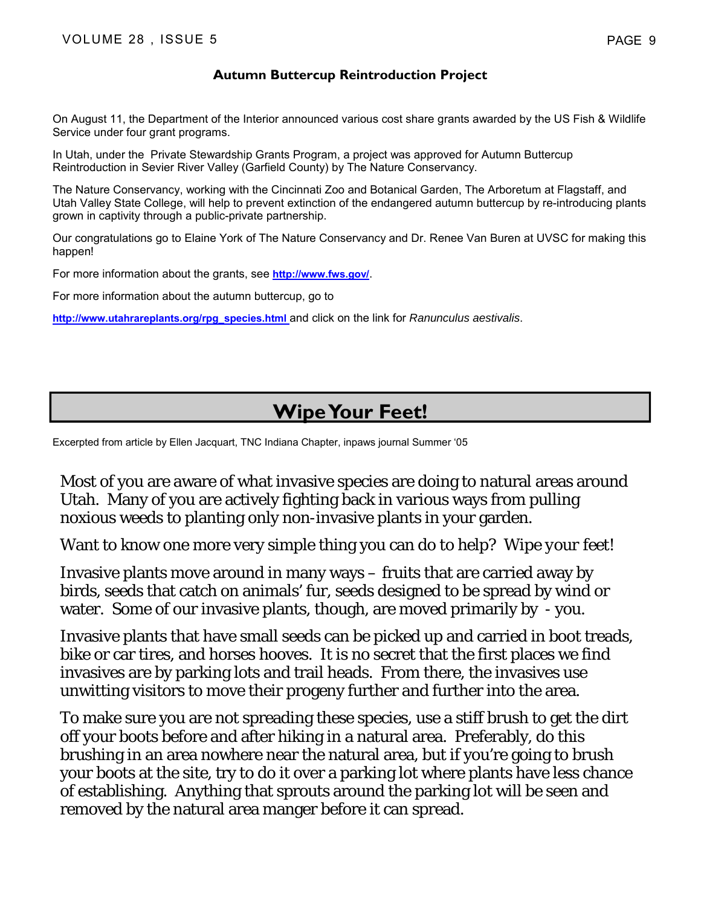## Autumn Buttercup Reintroduction Project

On August 11, the Department of the Interior announced various cost share grants awarded by the US Fish & Wildlife Service under four grant programs.

In Utah, under the Private Stewardship Grants Program, a project was approved for Autumn Buttercup Reintroduction in Sevier River Valley (Garfield County) by The Nature Conservancy.

The Nature Conservancy, working with the Cincinnati Zoo and Botanical Garden, The Arboretum at Flagstaff, and Utah Valley State College, will help to prevent extinction of the endangered autumn buttercup by re-introducing plants grown in captivity through a public-private partnership.

Our congratulations go to Elaine York of The Nature Conservancy and Dr. Renee Van Buren at UVSC for making this happen!

For more information about the grants, see **http://www.fws.gov/**.

For more information about the autumn buttercup, go to

**http://www.utahrareplants.org/rpg_species.html** and click on the link for *Ranunculus aestivalis*.

## Wipe Your Feet!

Excerpted from article by Ellen Jacquart, TNC Indiana Chapter, inpaws journal Summer '05

Most of you are aware of what invasive species are doing to natural areas around Utah. Many of you are actively fighting back in various ways from pulling noxious weeds to planting only non-invasive plants in your garden.

Want to know one more very simple thing you can do to help? Wipe your feet!

Invasive plants move around in many ways – fruits that are carried away by birds, seeds that catch on animals' fur, seeds designed to be spread by wind or water. Some of our invasive plants, though, are moved primarily by - you.

Invasive plants that have small seeds can be picked up and carried in boot treads, bike or car tires, and horses hooves. It is no secret that the first places we find invasives are by parking lots and trail heads. From there, the invasives use unwitting visitors to move their progeny further and further into the area.

To make sure you are not spreading these species, use a stiff brush to get the dirt off your boots before and after hiking in a natural area. Preferably, do this brushing in an area nowhere near the natural area, but if you're going to brush your boots at the site, try to do it over a parking lot where plants have less chance of establishing. Anything that sprouts around the parking lot will be seen and removed by the natural area manger before it can spread.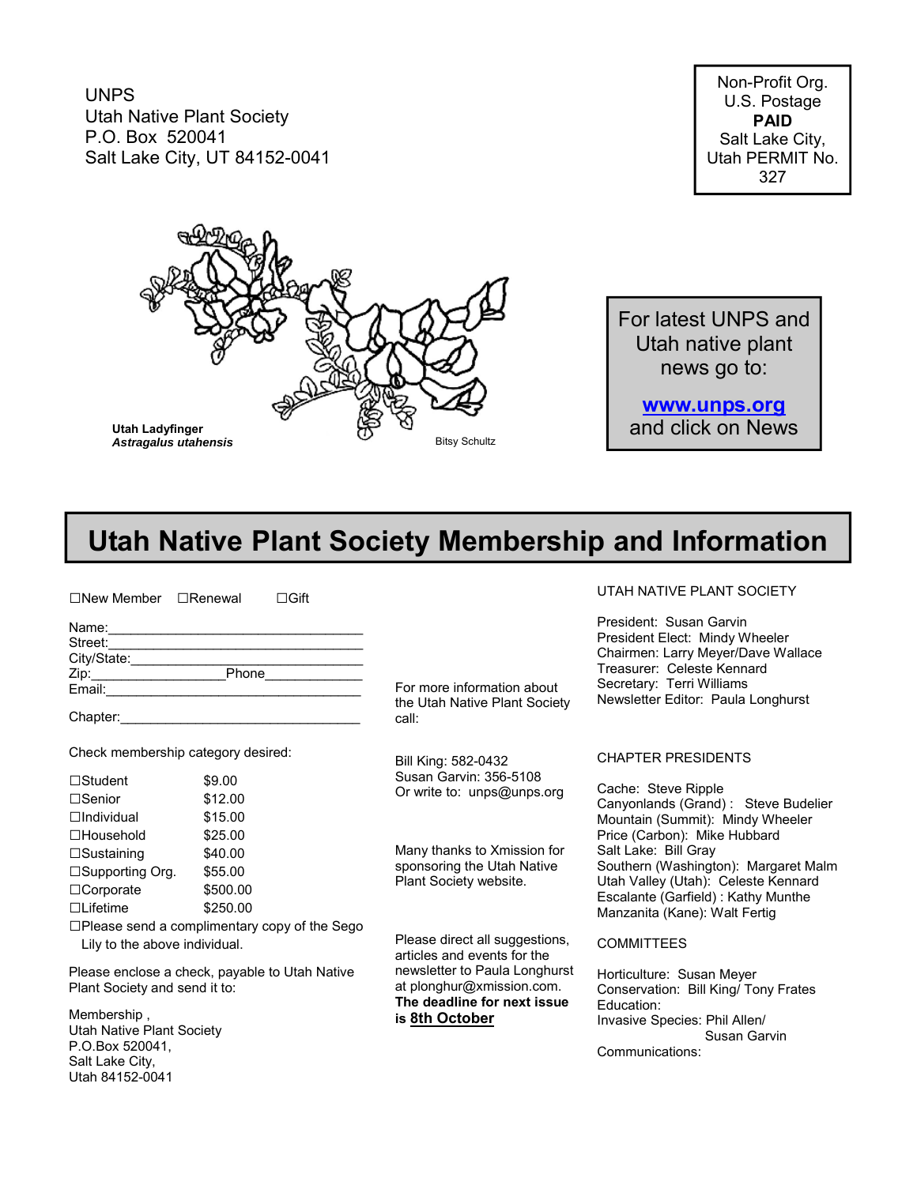UNPS
Utah Native Plant Society
P.O. Box 520041
Salt Lake City, UT 84152-0041

Non-Profit Org.
U.S. Postage
**PAID**
Salt Lake City, Utah PERMIT No. 327

**Utah Ladyfinger**
***Astragalus utahensis***

Bitsy Schultz

For latest UNPS and Utah native plant news go to:

**[www.unps.org](http://www.unps.org)**
and click on News

# Utah Native Plant Society Membership and Information

☐New Member ☐Renewal ☐Gift

Name:\_\_\_\_\_\_\_\_\_\_\_\_\_\_\_\_\_\_\_\_\_\_\_\_\_\_\_\_\_\_\_\_
Street:\_\_\_\_\_\_\_\_\_\_\_\_\_\_\_\_\_\_\_\_\_\_\_\_\_\_\_\_\_\_\_\_
City/State:\_\_\_\_\_\_\_\_\_\_\_\_\_\_\_\_\_\_\_\_\_\_\_\_\_\_\_\_\_
Zip:\_\_\_\_\_\_\_\_\_\_\_\_\_\_\_\_Phone\_\_\_\_\_\_\_\_\_\_\_\_
Email:\_\_\_\_\_\_\_\_\_\_\_\_\_\_\_\_\_\_\_\_\_\_\_\_\_\_\_\_\_\_\_\_

Chapter:\_\_\_\_\_\_\_\_\_\_\_\_\_\_\_\_\_\_\_\_\_\_\_\_\_\_\_\_\_\_

Check membership category desired:

| | |
|---|---|
| ☐Student | $9.00 |
| ☐Senior | $12.00 |
| ☐Individual | $15.00 |
| ☐Household | $25.00 |
| ☐Sustaining | $40.00 |
| ☐Supporting Org. | $55.00 |
| ☐Corporate | $500.00 |
| ☐Lifetime | $250.00 |

☐Please send a complimentary copy of the Sego Lily to the above individual.

Please enclose a check, payable to Utah Native Plant Society and send it to:

Membership ,
Utah Native Plant Society
P.O.Box 520041,
Salt Lake City,
Utah 84152-0041

For more information about the Utah Native Plant Society call:

Bill King: 582-0432
Susan Garvin: 356-5108
Or write to: unps@unps.org

Many thanks to Xmission for sponsoring the Utah Native Plant Society website.

Please direct all suggestions, articles and events for the newsletter to Paula Longhurst at plonghur@xmission.com. **The deadline for next issue is <u>8th October</u>**

UTAH NATIVE PLANT SOCIETY

President: Susan Garvin
President Elect: Mindy Wheeler
Chairmen: Larry Meyer/Dave Wallace
Treasurer: Celeste Kennard
Secretary: Terri Williams
Newsletter Editor: Paula Longhurst

CHAPTER PRESIDENTS

Cache: Steve Ripple
Canyonlands (Grand) : Steve Budelier
Mountain (Summit): Mindy Wheeler
Price (Carbon): Mike Hubbard
Salt Lake: Bill Gray
Southern (Washington): Margaret Malm
Utah Valley (Utah): Celeste Kennard
Escalante (Garfield) : Kathy Munthe
Manzanita (Kane): Walt Fertig

COMMITTEES

Horticulture: Susan Meyer
Conservation: Bill King/ Tony Frates
Education:
Invasive Species: Phil Allen/ Susan Garvin
Communications: